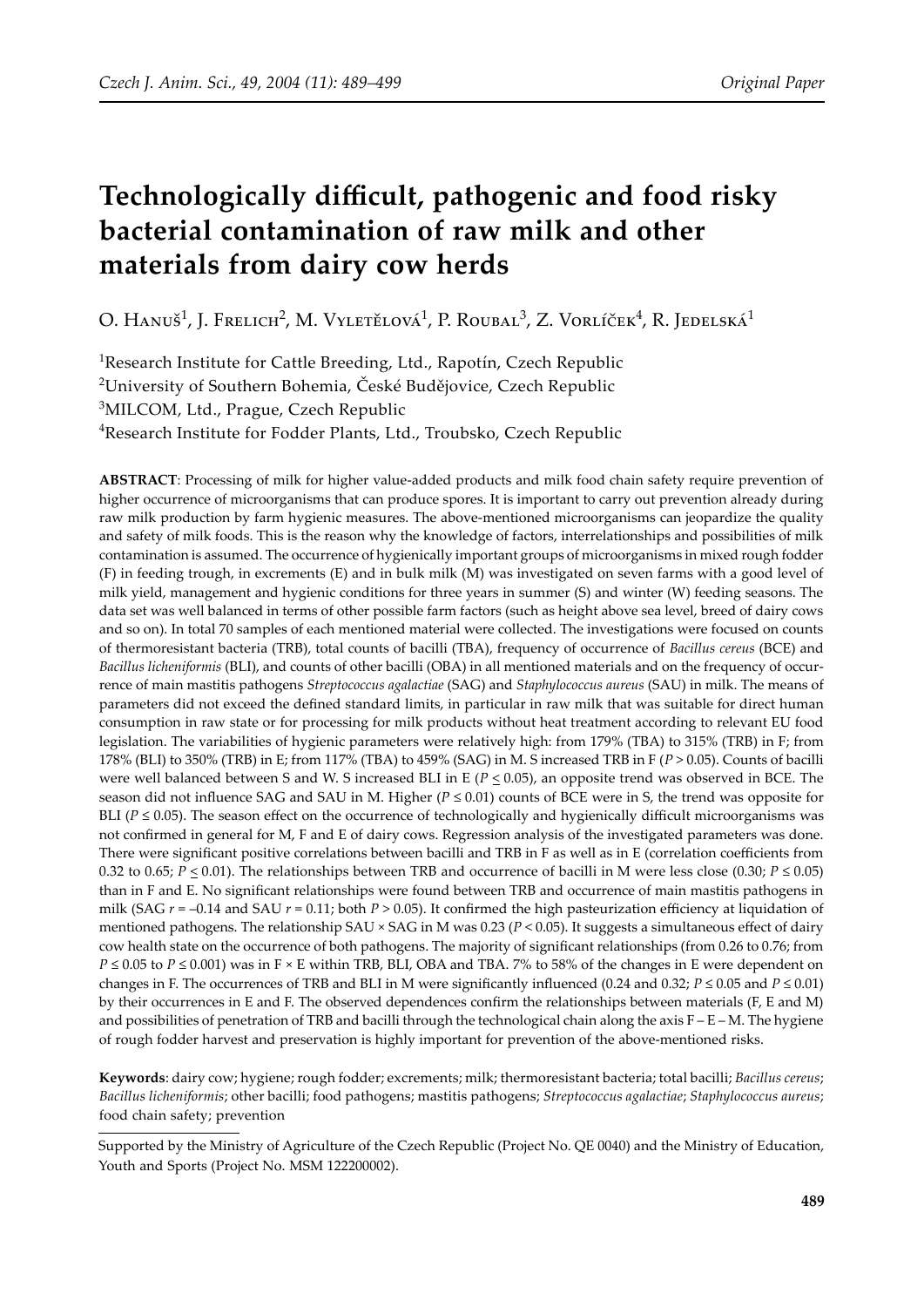# Technologically difficult, pathogenic and food risky bacterial contamination of raw milk and other materials from dairy cow herds

O. Hanuš[1], J. Frelich[2], M. Vyletělová[1], P. Roubal[3], Z. Vorlíček[4], R. Jedelská[1]

[1]Research Institute for Cattle Breeding, Ltd., Rapotín, Czech Republic
[2]University of Southern Bohemia, České Budějovice, Czech Republic
[3]MILCOM, Ltd., Prague, Czech Republic
[4]Research Institute for Fodder Plants, Ltd., Troubsko, Czech Republic

**ABSTRACT**: Processing of milk for higher value-added products and milk food chain safety require prevention of higher occurrence of microorganisms that can produce spores. It is important to carry out prevention already during raw milk production by farm hygienic measures. The above-mentioned microorganisms can jeopardize the quality and safety of milk foods. This is the reason why the knowledge of factors, interrelationships and possibilities of milk contamination is assumed. The occurrence of hygienically important groups of microorganisms in mixed rough fodder (F) in feeding trough, in excrements (E) and in bulk milk (M) was investigated on seven farms with a good level of milk yield, management and hygienic conditions for three years in summer (S) and winter (W) feeding seasons. The data set was well balanced in terms of other possible farm factors (such as height above sea level, breed of dairy cows and so on). In total 70 samples of each mentioned material were collected. The investigations were focused on counts of thermoresistant bacteria (TRB), total counts of bacilli (TBA), frequency of occurrence of *Bacillus cereus* (BCE) and *Bacillus licheniformis* (BLI), and counts of other bacilli (OBA) in all mentioned materials and on the frequency of occurrence of main mastitis pathogens *Streptococcus agalactiae* (SAG) and *Staphylococcus aureus* (SAU) in milk. The means of parameters did not exceed the defined standard limits, in particular in raw milk that was suitable for direct human consumption in raw state or for processing for milk products without heat treatment according to relevant EU food legislation. The variabilities of hygienic parameters were relatively high: from 179% (TBA) to 315% (TRB) in F; from 178% (BLI) to 350% (TRB) in E; from 117% (TBA) to 459% (SAG) in M. S increased TRB in F ($P > 0.05$). Counts of bacilli were well balanced between S and W. S increased BLI in E ($P \leq 0.05$), an opposite trend was observed in BCE. The season did not influence SAG and SAU in M. Higher ($P \leq 0.01$) counts of BCE were in S, the trend was opposite for BLI ($P \leq 0.05$). The season effect on the occurrence of technologically and hygienically difficult microorganisms was not confirmed in general for M, F and E of dairy cows. Regression analysis of the investigated parameters was done. There were significant positive correlations between bacilli and TRB in F as well as in E (correlation coefficients from 0.32 to 0.65; $P \leq 0.01$). The relationships between TRB and occurrence of bacilli in M were less close (0.30; $P \leq 0.05$) than in F and E. No significant relationships were found between TRB and occurrence of main mastitis pathogens in milk (SAG $r = -0.14$ and SAU $r = 0.11$; both $P > 0.05$). It confirmed the high pasteurization efficiency at liquidation of mentioned pathogens. The relationship SAU × SAG in M was 0.23 ($P < 0.05$). It suggests a simultaneous effect of dairy cow health state on the occurrence of both pathogens. The majority of significant relationships (from 0.26 to 0.76; from $P \leq 0.05$ to $P \leq 0.001$) was in F × E within TRB, BLI, OBA and TBA. 7% to 58% of the changes in E were dependent on changes in F. The occurrences of TRB and BLI in M were significantly influenced (0.24 and 0.32; $P \leq 0.05$ and $P \leq 0.01$) by their occurrences in E and F. The observed dependences confirm the relationships between materials (F, E and M) and possibilities of penetration of TRB and bacilli through the technological chain along the axis F – E – M. The hygiene of rough fodder harvest and preservation is highly important for prevention of the above-mentioned risks.

**Keywords**: dairy cow; hygiene; rough fodder; excrements; milk; thermoresistant bacteria; total bacilli; *Bacillus cereus*; *Bacillus licheniformis*; other bacilli; food pathogens; mastitis pathogens; *Streptococcus agalactiae*; *Staphylococcus aureus*; food chain safety; prevention

Supported by the Ministry of Agriculture of the Czech Republic (Project No. QE 0040) and the Ministry of Education, Youth and Sports (Project No. MSM 122200002).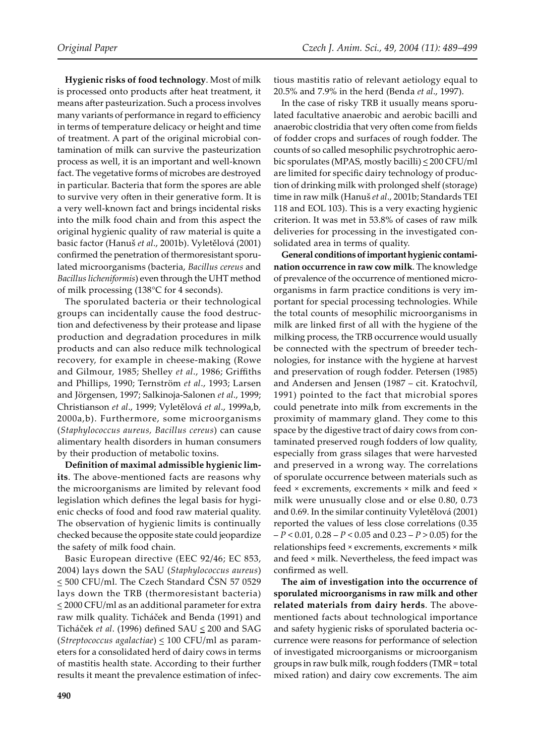**Hygienic risks of food technology**. Most of milk is processed onto products after heat treatment, it means after pasteurization. Such a process involves many variants of performance in regard to efficiency in terms of temperature delicacy or height and time of treatment. A part of the original microbial contamination of milk can survive the pasteurization process as well, it is an important and well-known fact. The vegetative forms of microbes are destroyed in particular. Bacteria that form the spores are able to survive very often in their generative form. It is a very well-known fact and brings incidental risks into the milk food chain and from this aspect the original hygienic quality of raw material is quite a basic factor (Hanuš *et al*., 2001b). Vyletělová (2001) confirmed the penetration of thermoresistant sporulated microorganisms (bacteria, *Bacillus cereus* and *Bacillus licheniformis*) even through the UHT method of milk processing (138°C for 4 seconds).

The sporulated bacteria or their technological groups can incidentally cause the food destruction and defectiveness by their protease and lipase production and degradation procedures in milk products and can also reduce milk technological recovery, for example in cheese-making (Rowe and Gilmour, 1985; Shelley *et al*., 1986; Griffiths and Phillips, 1990; Ternström *et al*., 1993; Larsen and Jörgensen, 1997; Salkinoja-Salonen *et al*., 1999; Christianson *et al*., 1999; Vyletělová *et al*., 1999a,b, 2000a,b). Furthermore, some microorganisms (*Staphylococcus aureus, Bacillus cereus*) can cause alimentary health disorders in human consumers by their production of metabolic toxins.

**Definition of maximal admissible hygienic limits**. The above-mentioned facts are reasons why the microorganisms are limited by relevant food legislation which defines the legal basis for hygienic checks of food and food raw material quality. The observation of hygienic limits is continually checked because the opposite state could jeopardize the safety of milk food chain.

Basic European directive (EEC 92/46; EC 853, 2004) lays down the SAU (*Staphylococcus aureus*) $\leq$ 500 CFU/ml. The Czech Standard ČSN 57 0529 lays down the TRB (thermoresistant bacteria) $\leq$ 2000 CFU/ml as an additional parameter for extra raw milk quality. Ticháček and Benda (1991) and Ticháček *et al*. (1996) defined SAU $\leq$ 200 and SAG (*Streptococcus agalactiae*) $\leq$ 100 CFU/ml as parameters for a consolidated herd of dairy cows in terms of mastitis health state. According to their further results it meant the prevalence estimation of infectious mastitis ratio of relevant aetiology equal to 20.5% and 7.9% in the herd (Benda *et al*., 1997).

In the case of risky TRB it usually means sporulated facultative anaerobic and aerobic bacilli and anaerobic clostridia that very often come from fields of fodder crops and surfaces of rough fodder. The counts of so called mesophilic psychrotrophic aerobic sporulates (MPAS, mostly bacilli) $\leq$ 200 CFU/ml are limited for specific dairy technology of production of drinking milk with prolonged shelf (storage) time in raw milk (Hanuš *et al*., 2001b; Standards TEI 118 and EOL 103). This is a very exacting hygienic criterion. It was met in 53.8% of cases of raw milk deliveries for processing in the investigated consolidated area in terms of quality.

**General conditions of important hygienic contamination occurrence in raw cow milk**. The knowledge of prevalence of the occurrence of mentioned microorganisms in farm practice conditions is very important for special processing technologies. While the total counts of mesophilic microorganisms in milk are linked first of all with the hygiene of the milking process, the TRB occurrence would usually be connected with the spectrum of breeder technologies, for instance with the hygiene at harvest and preservation of rough fodder. Petersen (1985) and Andersen and Jensen (1987 – cit. Kratochvíl, 1991) pointed to the fact that microbial spores could penetrate into milk from excrements in the proximity of mammary gland. They come to this space by the digestive tract of dairy cows from contaminated preserved rough fodders of low quality, especially from grass silages that were harvested and preserved in a wrong way. The correlations of sporulate occurrence between materials such as feed × excrements, excrements × milk and feed × milk were unusually close and or else 0.80, 0.73 and 0.69. In the similar continuity Vyletělová (2001) reported the values of less close correlations (0.35 – $P < 0.01$, 0.28 – $P < 0.05$ and 0.23 – $P > 0.05$) for the relationships feed × excrements, excrements × milk and feed × milk. Nevertheless, the feed impact was confirmed as well.

**The aim of investigation into the occurrence of sporulated microorganisms in raw milk and other related materials from dairy herds**. The abovementioned facts about technological importance and safety hygienic risks of sporulated bacteria occurrence were reasons for performance of selection of investigated microorganisms or microorganism groups in raw bulk milk, rough fodders (TMR = total mixed ration) and dairy cow excrements. The aim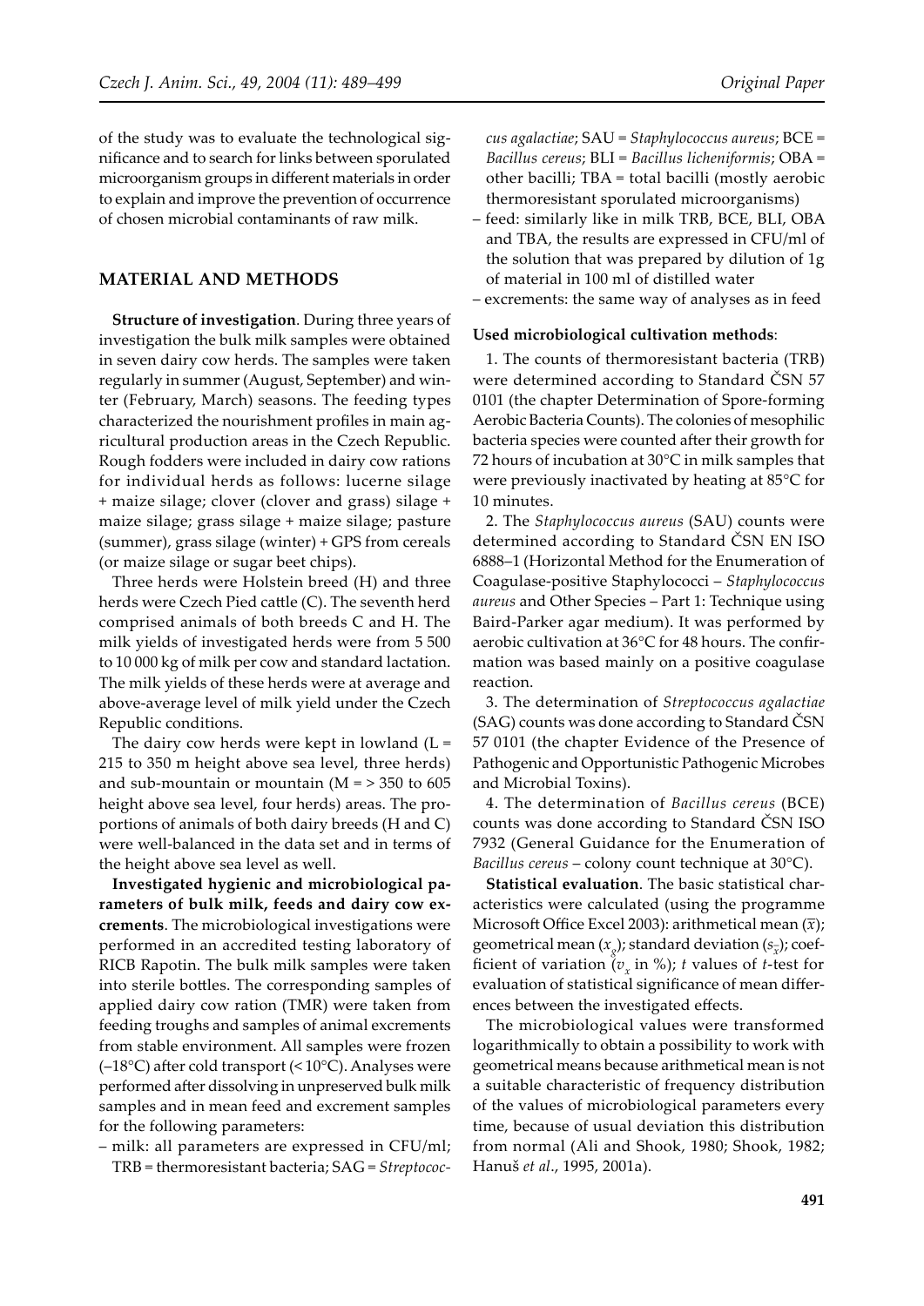of the study was to evaluate the technological significance and to search for links between sporulated microorganism groups in different materials in order to explain and improve the prevention of occurrence of chosen microbial contaminants of raw milk.

## MATERIAL AND METHODS

**Structure of investigation**. During three years of investigation the bulk milk samples were obtained in seven dairy cow herds. The samples were taken regularly in summer (August, September) and winter (February, March) seasons. The feeding types characterized the nourishment profiles in main agricultural production areas in the Czech Republic. Rough fodders were included in dairy cow rations for individual herds as follows: lucerne silage + maize silage; clover (clover and grass) silage + maize silage; grass silage + maize silage; pasture (summer), grass silage (winter) + GPS from cereals (or maize silage or sugar beet chips).

Three herds were Holstein breed (H) and three herds were Czech Pied cattle (C). The seventh herd comprised animals of both breeds C and H. The milk yields of investigated herds were from 5 500 to 10 000 kg of milk per cow and standard lactation. The milk yields of these herds were at average and above-average level of milk yield under the Czech Republic conditions.

The dairy cow herds were kept in lowland (L = 215 to 350 m height above sea level, three herds) and sub-mountain or mountain (M = > 350 to 605 height above sea level, four herds) areas. The proportions of animals of both dairy breeds (H and C) were well-balanced in the data set and in terms of the height above sea level as well.

**Investigated hygienic and microbiological parameters of bulk milk, feeds and dairy cow excrements**. The microbiological investigations were performed in an accredited testing laboratory of RICB Rapotin. The bulk milk samples were taken into sterile bottles. The corresponding samples of applied dairy cow ration (TMR) were taken from feeding troughs and samples of animal excrements from stable environment. All samples were frozen (–18°C) after cold transport (< 10°C). Analyses were performed after dissolving in unpreserved bulk milk samples and in mean feed and excrement samples for the following parameters:

- milk: all parameters are expressed in CFU/ml; TRB = thermoresistant bacteria; SAG = *Streptococcus agalactiae*; SAU = *Staphylococcus aureus*; BCE = *Bacillus cereus*; BLI = *Bacillus licheniformis*; OBA = other bacilli; TBA = total bacilli (mostly aerobic thermoresistant sporulated microorganisms)
- feed: similarly like in milk TRB, BCE, BLI, OBA and TBA, the results are expressed in CFU/ml of the solution that was prepared by dilution of 1g of material in 100 ml of distilled water
- excrements: the same way of analyses as in feed

**Used microbiological cultivation methods**:

1. The counts of thermoresistant bacteria (TRB) were determined according to Standard ČSN 57 0101 (the chapter Determination of Spore-forming Aerobic Bacteria Counts). The colonies of mesophilic bacteria species were counted after their growth for 72 hours of incubation at 30°C in milk samples that were previously inactivated by heating at 85°C for 10 minutes.

2. The *Staphylococcus aureus* (SAU) counts were determined according to Standard ČSN EN ISO 6888–1 (Horizontal Method for the Enumeration of Coagulase-positive Staphylococci – *Staphylococcus aureus* and Other Species – Part 1: Technique using Baird-Parker agar medium). It was performed by aerobic cultivation at 36°C for 48 hours. The confirmation was based mainly on a positive coagulase reaction.

3. The determination of *Streptococcus agalactiae* (SAG) counts was done according to Standard ČSN 57 0101 (the chapter Evidence of the Presence of Pathogenic and Opportunistic Pathogenic Microbes and Microbial Toxins).

4. The determination of *Bacillus cereus* (BCE) counts was done according to Standard ČSN ISO 7932 (General Guidance for the Enumeration of *Bacillus cereus* – colony count technique at 30°C).

**Statistical evaluation**. The basic statistical characteristics were calculated (using the programme Microsoft Office Excel 2003): arithmetical mean ($\bar{x}$); geometrical mean ($x_g$); standard deviation ($s_{\bar{x}}$); coefficient of variation ($v_x$ in %); $t$ values of $t$-test for evaluation of statistical significance of mean differences between the investigated effects.

The microbiological values were transformed logarithmically to obtain a possibility to work with geometrical means because arithmetical mean is not a suitable characteristic of frequency distribution of the values of microbiological parameters every time, because of usual deviation this distribution from normal (Ali and Shook, 1980; Shook, 1982; Hanuš *et al*., 1995, 2001a).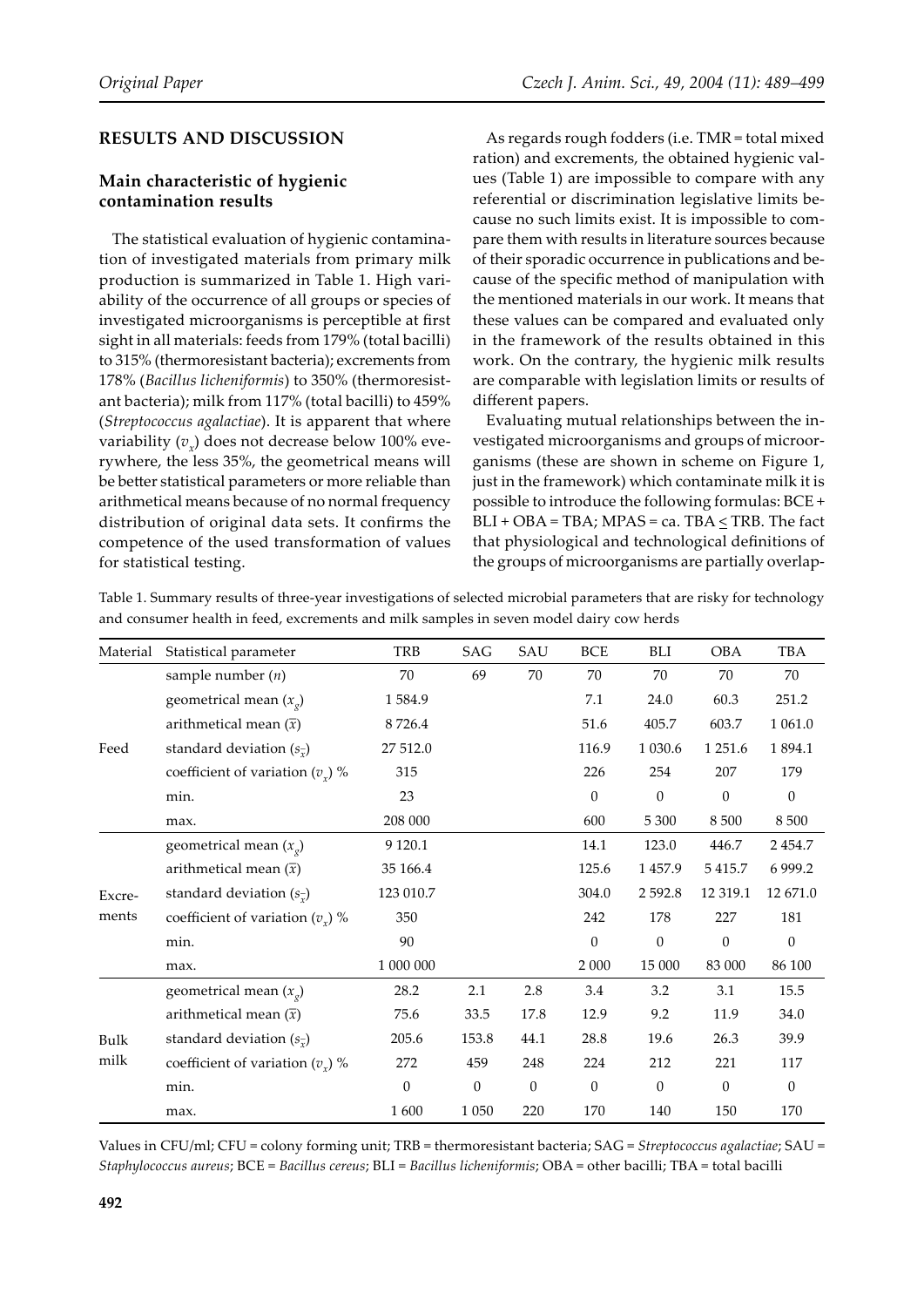## RESULTS AND DISCUSSION

### Main characteristic of hygienic contamination results

The statistical evaluation of hygienic contamination of investigated materials from primary milk production is summarized in Table 1. High variability of the occurrence of all groups or species of investigated microorganisms is perceptible at first sight in all materials: feeds from 179% (total bacilli) to 315% (thermoresistant bacteria); excrements from 178% (*Bacillus licheniformis*) to 350% (thermoresistant bacteria); milk from 117% (total bacilli) to 459% (*Streptococcus agalactiae*). It is apparent that where variability ($v_x$) does not decrease below 100% everywhere, the less 35%, the geometrical means will be better statistical parameters or more reliable than arithmetical means because of no normal frequency distribution of original data sets. It confirms the competence of the used transformation of values for statistical testing.

As regards rough fodders (i.e. TMR = total mixed ration) and excrements, the obtained hygienic values (Table 1) are impossible to compare with any referential or discrimination legislative limits because no such limits exist. It is impossible to compare them with results in literature sources because of their sporadic occurrence in publications and because of the specific method of manipulation with the mentioned materials in our work. It means that these values can be compared and evaluated only in the framework of the results obtained in this work. On the contrary, the hygienic milk results are comparable with legislation limits or results of different papers.

Evaluating mutual relationships between the investigated microorganisms and groups of microorganisms (these are shown in scheme on Figure 1, just in the framework) which contaminate milk it is possible to introduce the following formulas: BCE + BLI + OBA = TBA; MPAS = ca. TBA $\leq$ TRB. The fact that physiological and technological definitions of the groups of microorganisms are partially overlap-

Table 1. Summary results of three-year investigations of selected microbial parameters that are risky for technology and consumer health in feed, excrements and milk samples in seven model dairy cow herds

| Material | Statistical parameter | TRB | SAG | SAU | BCE | BLI | OBA | TBA |
|---|---|---|---|---|---|---|---|---|
| Feed | sample number ($n$) | 70 | 69 | 70 | 70 | 70 | 70 | 70 |
| | geometrical mean ($x_g$) | 1 584.9 | | | 7.1 | 24.0 | 60.3 | 251.2 |
| | arithmetical mean ($\bar{x}$) | 8 726.4 | | | 51.6 | 405.7 | 603.7 | 1 061.0 |
| | standard deviation ($s_{\bar{x}}$) | 27 512.0 | | | 116.9 | 1 030.6 | 1 251.6 | 1 894.1 |
| | coefficient of variation ($v_x$) % | 315 | | | 226 | 254 | 207 | 179 |
| | min. | 23 | | | 0 | 0 | 0 | 0 |
| | max. | 208 000 | | | 600 | 5 300 | 8 500 | 8 500 |
| Excrements | geometrical mean ($x_g$) | 9 120.1 | | | 14.1 | 123.0 | 446.7 | 2 454.7 |
| | arithmetical mean ($\bar{x}$) | 35 166.4 | | | 125.6 | 1 457.9 | 5 415.7 | 6 999.2 |
| | standard deviation ($s_{\bar{x}}$) | 123 010.7 | | | 304.0 | 2 592.8 | 12 319.1 | 12 671.0 |
| | coefficient of variation ($v_x$) % | 350 | | | 242 | 178 | 227 | 181 |
| | min. | 90 | | | 0 | 0 | 0 | 0 |
| | max. | 1 000 000 | | | 2 000 | 15 000 | 83 000 | 86 100 |
| Bulk milk | geometrical mean ($x_g$) | 28.2 | 2.1 | 2.8 | 3.4 | 3.2 | 3.1 | 15.5 |
| | arithmetical mean ($\bar{x}$) | 75.6 | 33.5 | 17.8 | 12.9 | 9.2 | 11.9 | 34.0 |
| | standard deviation ($s_{\bar{x}}$) | 205.6 | 153.8 | 44.1 | 28.8 | 19.6 | 26.3 | 39.9 |
| | coefficient of variation ($v_x$) % | 272 | 459 | 248 | 224 | 212 | 221 | 117 |
| | min. | 0 | 0 | 0 | 0 | 0 | 0 | 0 |
| | max. | 1 600 | 1 050 | 220 | 170 | 140 | 150 | 170 |

Values in CFU/ml; CFU = colony forming unit; TRB = thermoresistant bacteria; SAG = *Streptococcus agalactiae*; SAU = *Staphylococcus aureus*; BCE = *Bacillus cereus*; BLI = *Bacillus licheniformis*; OBA = other bacilli; TBA = total bacilli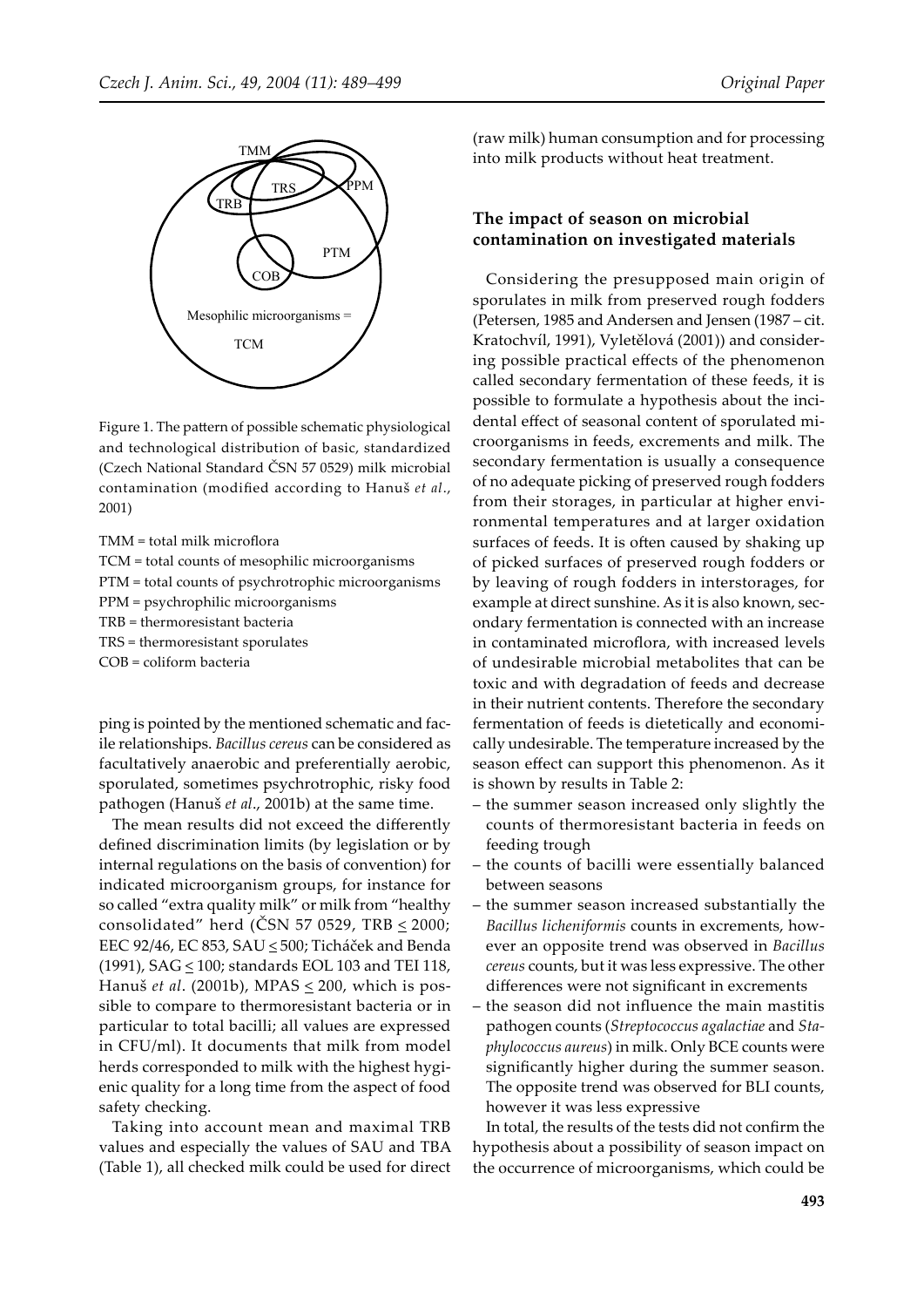Figure 1. The pattern of possible schematic physiological and technological distribution of basic, standardized (Czech National Standard ČSN 57 0529) milk microbial contamination (modified according to Hanuš *et al*., 2001)

TMM = total milk microflora
TCM = total counts of mesophilic microorganisms
PTM = total counts of psychrotrophic microorganisms
PPM = psychrophilic microorganisms
TRB = thermoresistant bacteria
TRS = thermoresistant sporulates
COB = coliform bacteria

ping is pointed by the mentioned schematic and facile relationships. *Bacillus cereus* can be considered as facultatively anaerobic and preferentially aerobic, sporulated, sometimes psychrotrophic, risky food pathogen (Hanuš *et al*., 2001b) at the same time.

The mean results did not exceed the differently defined discrimination limits (by legislation or by internal regulations on the basis of convention) for indicated microorganism groups, for instance for so called "extra quality milk" or milk from "healthy consolidated" herd (ČSN 57 0529, TRB $\leq$ 2000; EEC 92/46, EC 853, SAU $\leq$ 500; Ticháček and Benda (1991), SAG $\leq$ 100; standards EOL 103 and TEI 118, Hanuš *et al*. (2001b), MPAS $\leq$ 200, which is possible to compare to thermoresistant bacteria or in particular to total bacilli; all values are expressed in CFU/ml). It documents that milk from model herds corresponded to milk with the highest hygienic quality for a long time from the aspect of food safety checking.

Taking into account mean and maximal TRB values and especially the values of SAU and TBA (Table 1), all checked milk could be used for direct (raw milk) human consumption and for processing into milk products without heat treatment.

## The impact of season on microbial contamination on investigated materials

Considering the presupposed main origin of sporulates in milk from preserved rough fodders (Petersen, 1985 and Andersen and Jensen (1987 – cit. Kratochvíl, 1991), Vyletělová (2001)) and considering possible practical effects of the phenomenon called secondary fermentation of these feeds, it is possible to formulate a hypothesis about the incidental effect of seasonal content of sporulated microorganisms in feeds, excrements and milk. The secondary fermentation is usually a consequence of no adequate picking of preserved rough fodders from their storages, in particular at higher environmental temperatures and at larger oxidation surfaces of feeds. It is often caused by shaking up of picked surfaces of preserved rough fodders or by leaving of rough fodders in interstorages, for example at direct sunshine. As it is also known, secondary fermentation is connected with an increase in contaminated microflora, with increased levels of undesirable microbial metabolites that can be toxic and with degradation of feeds and decrease in their nutrient contents. Therefore the secondary fermentation of feeds is dietetically and economically undesirable. The temperature increased by the season effect can support this phenomenon. As it is shown by results in Table 2:

- the summer season increased only slightly the counts of thermoresistant bacteria in feeds on feeding trough
- the counts of bacilli were essentially balanced between seasons
- the summer season increased substantially the *Bacillus licheniformis* counts in excrements, however an opposite trend was observed in *Bacillus cereus* counts, but it was less expressive. The other differences were not significant in excrements
- the season did not influence the main mastitis pathogen counts (*Streptococcus agalactiae* and *Staphylococcus aureus*) in milk. Only BCE counts were significantly higher during the summer season. The opposite trend was observed for BLI counts, however it was less expressive

In total, the results of the tests did not confirm the hypothesis about a possibility of season impact on the occurrence of microorganisms, which could be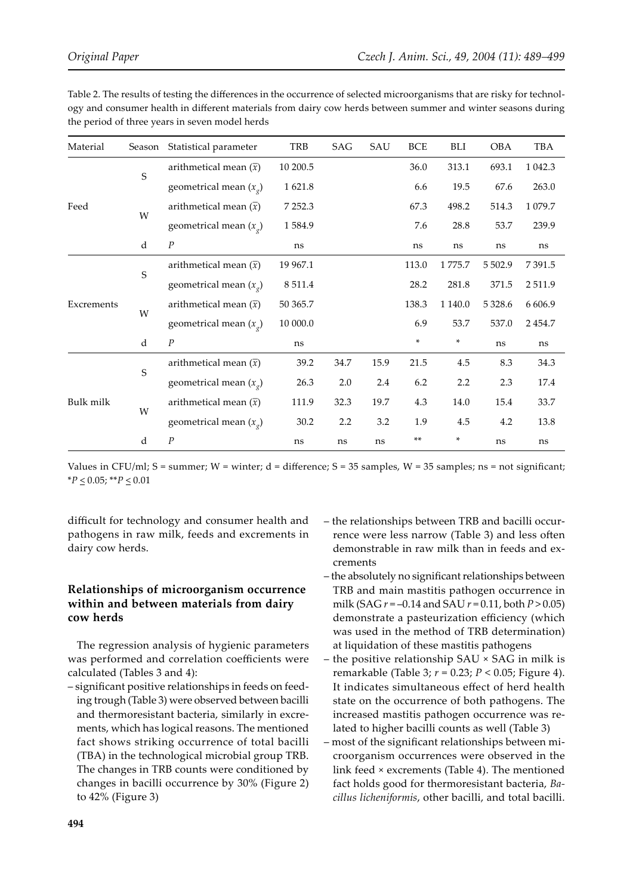Table 2. The results of testing the differences in the occurrence of selected microorganisms that are risky for technology and consumer health in different materials from dairy cow herds between summer and winter seasons during the period of three years in seven model herds

| Material | Season | Statistical parameter | TRB | SAG | SAU | BCE | BLI | OBA | TBA |
|---|---|---|---|---|---|---|---|---|---|
| Feed | S | arithmetical mean ($\bar{x}$) | 10 200.5 | | | 36.0 | 313.1 | 693.1 | 1 042.3 |
| | | geometrical mean ($x_g$) | 1 621.8 | | | 6.6 | 19.5 | 67.6 | 263.0 |
| | W | arithmetical mean ($\bar{x}$) | 7 252.3 | | | 67.3 | 498.2 | 514.3 | 1 079.7 |
| | | geometrical mean ($x_g$) | 1 584.9 | | | 7.6 | 28.8 | 53.7 | 239.9 |
| | d | $P$ | ns | | | ns | ns | ns | ns |
| Excrements | S | arithmetical mean ($\bar{x}$) | 19 967.1 | | | 113.0 | 1 775.7 | 5 502.9 | 7 391.5 |
| | | geometrical mean ($x_g$) | 8 511.4 | | | 28.2 | 281.8 | 371.5 | 2 511.9 |
| | W | arithmetical mean ($\bar{x}$) | 50 365.7 | | | 138.3 | 1 140.0 | 5 328.6 | 6 606.9 |
| | | geometrical mean ($x_g$) | 10 000.0 | | | 6.9 | 53.7 | 537.0 | 2 454.7 |
| | d | $P$ | ns | | | * | * | ns | ns |
| Bulk milk | S | arithmetical mean ($\bar{x}$) | 39.2 | 34.7 | 15.9 | 21.5 | 4.5 | 8.3 | 34.3 |
| | | geometrical mean ($x_g$) | 26.3 | 2.0 | 2.4 | 6.2 | 2.2 | 2.3 | 17.4 |
| | W | arithmetical mean ($\bar{x}$) | 111.9 | 32.3 | 19.7 | 4.3 | 14.0 | 15.4 | 33.7 |
| | | geometrical mean ($x_g$) | 30.2 | 2.2 | 3.2 | 1.9 | 4.5 | 4.2 | 13.8 |
| | d | $P$ | ns | ns | ns | ** | * | ns | ns |

Values in CFU/ml; S = summer; W = winter; d = difference; S = 35 samples, W = 35 samples; ns = not significant; \*$P \leq 0.05$; \*\*$P \leq 0.01$

difficult for technology and consumer health and pathogens in raw milk, feeds and excrements in dairy cow herds.

## Relationships of microorganism occurrence within and between materials from dairy cow herds

The regression analysis of hygienic parameters was performed and correlation coefficients were calculated (Tables 3 and 4):

- significant positive relationships in feeds on feeding trough (Table 3) were observed between bacilli and thermoresistant bacteria, similarly in excrements, which has logical reasons. The mentioned fact shows striking occurrence of total bacilli (TBA) in the technological microbial group TRB. The changes in TRB counts were conditioned by changes in bacilli occurrence by 30% (Figure 2) to 42% (Figure 3)
- the relationships between TRB and bacilli occurrence were less narrow (Table 3) and less often demonstrable in raw milk than in feeds and excrements
- the absolutely no significant relationships between TRB and main mastitis pathogen occurrence in milk (SAG $r = -0.14$ and SAU $r = 0.11$, both $P > 0.05$) demonstrate a pasteurization efficiency (which was used in the method of TRB determination) at liquidation of these mastitis pathogens
- the positive relationship SAU × SAG in milk is remarkable (Table 3; $r = 0.23$; $P < 0.05$; Figure 4). It indicates simultaneous effect of herd health state on the occurrence of both pathogens. The increased mastitis pathogen occurrence was related to higher bacilli counts as well (Table 3)
- most of the significant relationships between microorganism occurrences were observed in the link feed × excrements (Table 4). The mentioned fact holds good for thermoresistant bacteria, *Bacillus licheniformis*, other bacilli, and total bacilli.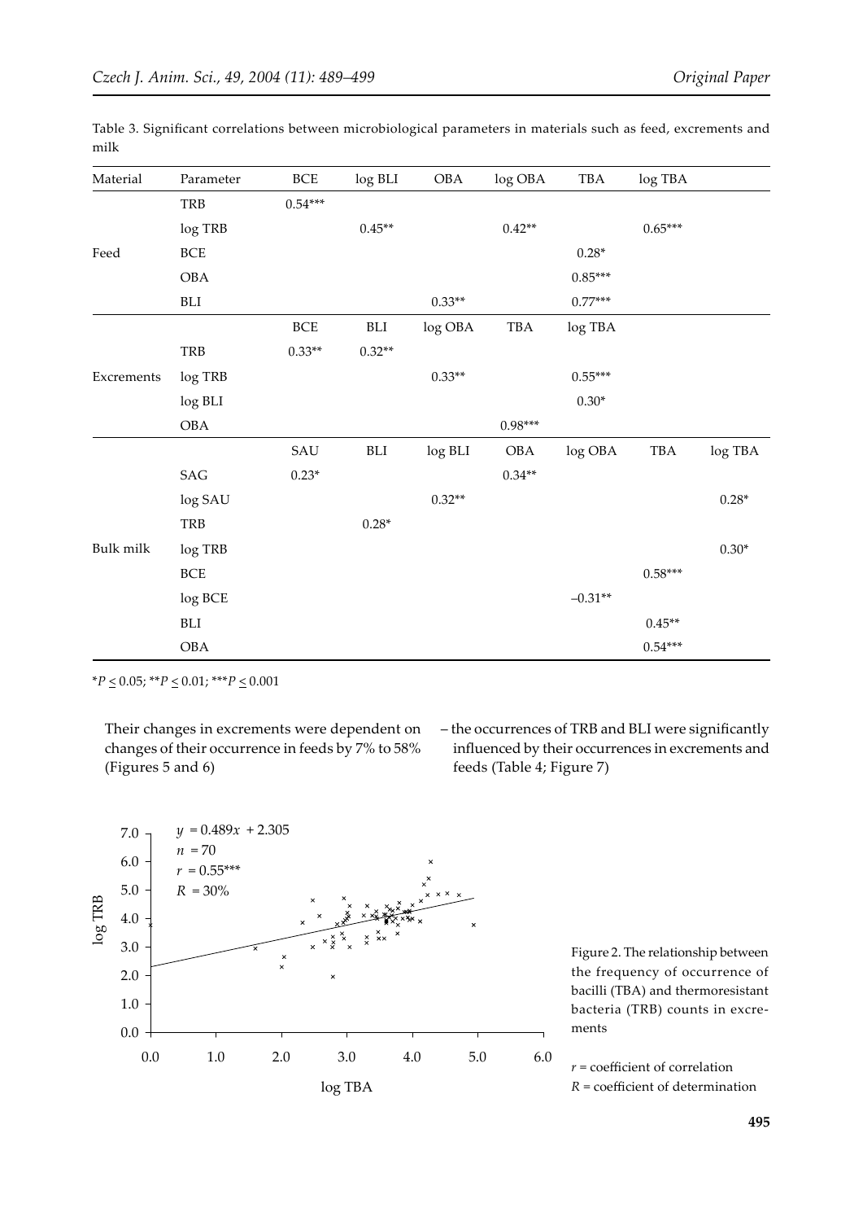Table 3. Significant correlations between microbiological parameters in materials such as feed, excrements and milk

| Material | Parameter | BCE | log BLI | OBA | log OBA | TBA | log TBA | |
|---|---|---|---|---|---|---|---|---|
| Feed | TRB | 0.54*** | | | | | | |
| | log TRB | | 0.45** | | 0.42** | | 0.65*** | |
| | BCE | | | | | 0.28* | | |
| | OBA | | | | | 0.85*** | | |
| | BLI | | | 0.33** | | 0.77*** | | |
| | | BCE | BLI | log OBA | TBA | log TBA | | |
| Excrements | TRB | 0.33** | 0.32** | | | | | |
| | log TRB | | | 0.33** | | 0.55*** | | |
| | log BLI | | | | | 0.30* | | |
| | OBA | | | | 0.98*** | | | |
| | | SAU | BLI | log BLI | OBA | log OBA | TBA | log TBA |
| Bulk milk | SAG | 0.23* | | | 0.34** | | | |
| | log SAU | | | 0.32** | | | | 0.28* |
| | TRB | | 0.28* | | | | | |
| | log TRB | | | | | | | 0.30* |
| | BCE | | | | | | 0.58*** | |
| | log BCE | | | | | –0.31** | | |
| | BLI | | | | | | 0.45** | |
| | OBA | | | | | | 0.54*** | |

*$P \leq 0.05$; **$P \leq 0.01$; ***$P \leq 0.001$

Their changes in excrements were dependent on changes of their occurrence in feeds by 7% to 58% (Figures 5 and 6)

– the occurrences of TRB and BLI were significantly influenced by their occurrences in excrements and feeds (Table 4; Figure 7)

$y = 0.489x + 2.305$
$n = 70$
$r = 0.55$***
$R = 30\%$

Figure 2. The relationship between the frequency of occurrence of bacilli (TBA) and thermoresistant bacteria (TRB) counts in excrements

$r$ = coefficient of correlation
$R$ = coefficient of determination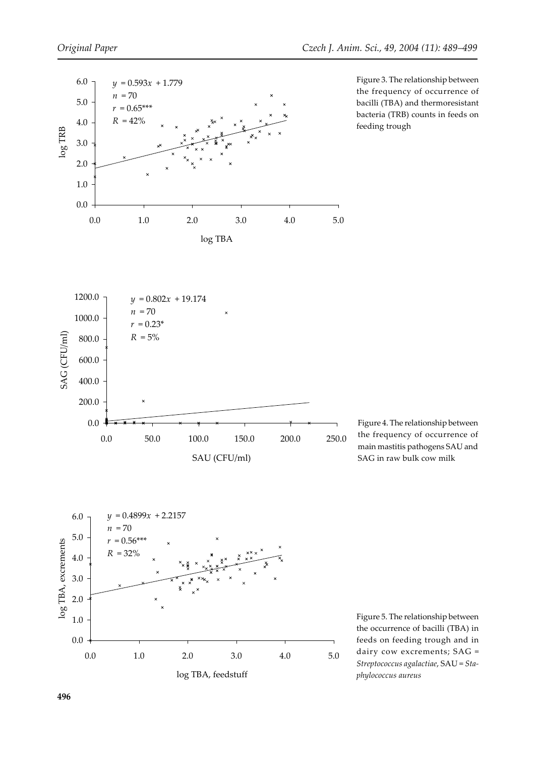$y = 0.593x + 1.779$
$n = 70$
$r = 0.65^{***}$
$R = 42\%$

log TRB

log TBA

Figure 3. The relationship between the frequency of occurrence of bacilli (TBA) and thermoresistant bacteria (TRB) counts in feeds on feeding trough

$y = 0.802x + 19.174$
$n = 70$
$r = 0.23^{*}$
$R = 5\%$

SAG (CFU/ml)

SAU (CFU/ml)

Figure 4. The relationship between the frequency of occurrence of main mastitis pathogens SAU and SAG in raw bulk cow milk

$y = 0.4899x + 2.2157$
$n = 70$
$r = 0.56^{***}$
$R = 32\%$

log TBA, excrements

log TBA, feedstuff

Figure 5. The relationship between the occurrence of bacilli (TBA) in feeds on feeding trough and in dairy cow excrements; SAG = *Streptococcus agalactiae*, SAU = *Staphylococcus aureus*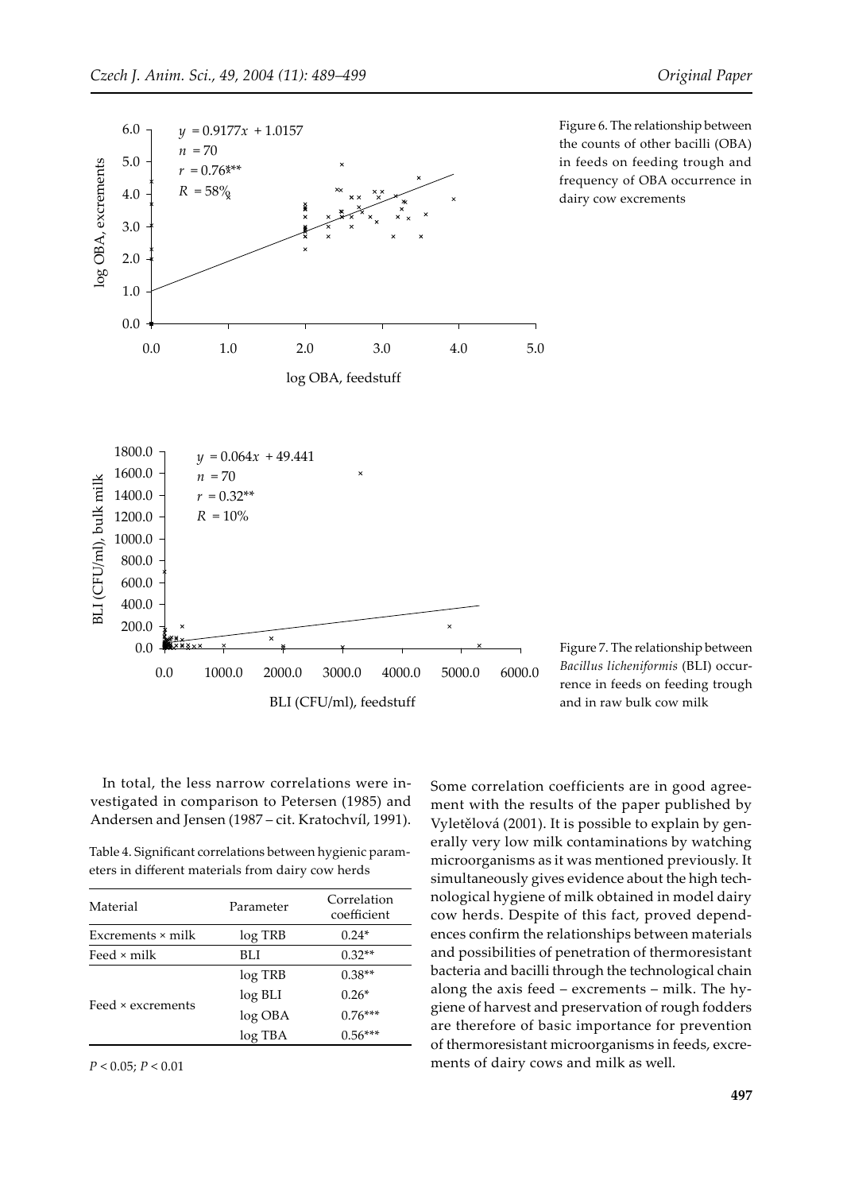Figure 6. The relationship between the counts of other bacilli (OBA) in feeds on feeding trough and frequency of OBA occurrence in dairy cow excrements

Figure 7. The relationship between *Bacillus licheniformis* (BLI) occurrence in feeds on feeding trough and in raw bulk cow milk

In total, the less narrow correlations were investigated in comparison to Petersen (1985) and Andersen and Jensen (1987 – cit. Kratochvíl, 1991). Some correlation coefficients are in good agreement with the results of the paper published by Vyletělová (2001). It is possible to explain by generally very low milk contaminations by watching microorganisms as it was mentioned previously. It simultaneously gives evidence about the high technological hygiene of milk obtained in model dairy cow herds. Despite of this fact, proved dependences confirm the relationships between materials and possibilities of penetration of thermoresistant bacteria and bacilli through the technological chain along the axis feed – excrements – milk. The hygiene of harvest and preservation of rough fodders are therefore of basic importance for prevention of thermoresistant microorganisms in feeds, excrements of dairy cows and milk as well.

Table 4. Significant correlations between hygienic parameters in different materials from dairy cow herds

| Material | Parameter | Correlation coefficient |
|---|---|---|
| Excrements × milk | log TRB | 0.24* |
| Feed × milk | BLI | 0.32** |
| Feed × excrements | log TRB | 0.38** |
| | log BLI | 0.26* |
| | log OBA | 0.76*** |
| | log TBA | 0.56*** |

$P < 0.05$; $P < 0.01$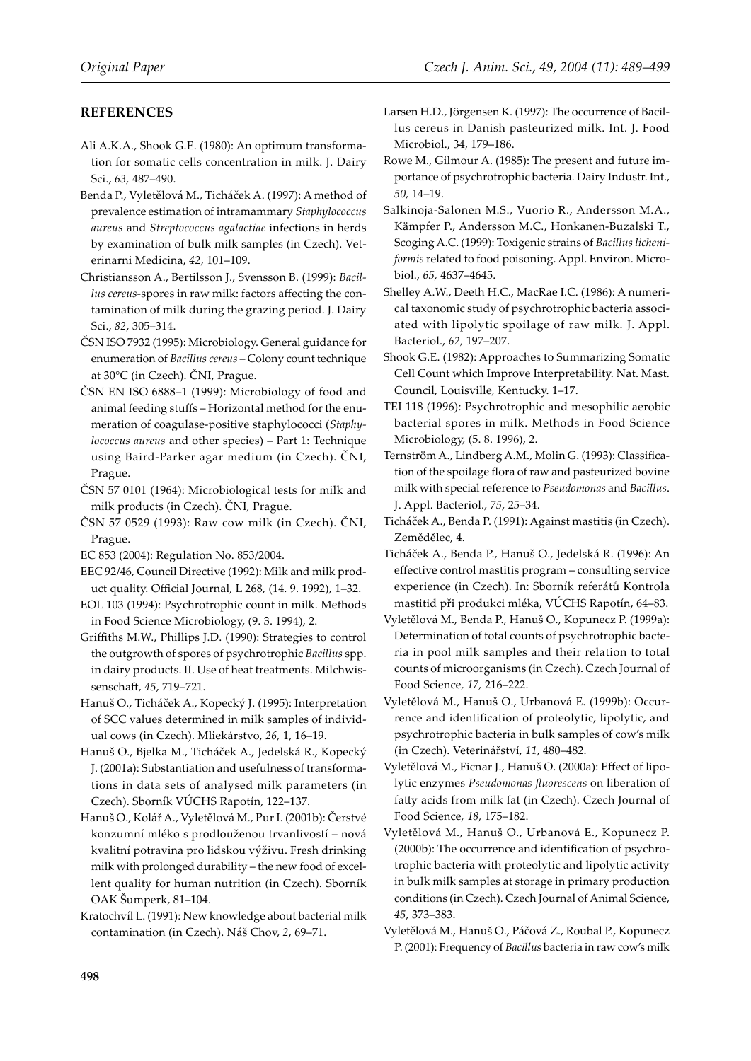## REFERENCES

Ali A.K.A., Shook G.E. (1980): An optimum transformation for somatic cells concentration in milk. J. Dairy Sci., *63,* 487–490.

Benda P., Vyletělová M., Ticháček A. (1997): A method of prevalence estimation of intramammary *Staphylococcus aureus* and *Streptococcus agalactiae* infections in herds by examination of bulk milk samples (in Czech). Veterinarni Medicina, *42*, 101–109.

Christiansson A., Bertilsson J., Svensson B. (1999): *Bacillus cereus*-spores in raw milk: factors affecting the contamination of milk during the grazing period. J. Dairy Sci., *82*, 305–314.

ČSN ISO 7932 (1995): Microbiology. General guidance for enumeration of *Bacillus cereus* – Colony count technique at 30°C (in Czech). ČNI, Prague.

ČSN EN ISO 6888–1 (1999): Microbiology of food and animal feeding stuffs – Horizontal method for the enumeration of coagulase-positive staphylococci (*Staphylococcus aureus* and other species) – Part 1: Technique using Baird-Parker agar medium (in Czech). ČNI, Prague.

ČSN 57 0101 (1964): Microbiological tests for milk and milk products (in Czech). ČNI, Prague.

ČSN 57 0529 (1993): Raw cow milk (in Czech). ČNI, Prague.

EC 853 (2004): Regulation No. 853/2004.

EEC 92/46, Council Directive (1992): Milk and milk product quality. Official Journal, L 268, (14. 9. 1992), 1–32.

EOL 103 (1994): Psychrotrophic count in milk. Methods in Food Science Microbiology, (9. 3. 1994), 2.

Griffiths M.W., Phillips J.D. (1990): Strategies to control the outgrowth of spores of psychrotrophic *Bacillus* spp. in dairy products. II. Use of heat treatments. Milchwissenschaft, *45*, 719–721.

Hanuš O., Ticháček A., Kopecký J. (1995): Interpretation of SCC values determined in milk samples of individual cows (in Czech). Mliekárstvo, *26,* 1, 16–19.

Hanuš O., Bjelka M., Ticháček A., Jedelská R., Kopecký J. (2001a): Substantiation and usefulness of transformations in data sets of analysed milk parameters (in Czech). Sborník VÚCHS Rapotín, 122–137.

Hanuš O., Kolář A., Vyletělová M., Pur I. (2001b): Čerstvé konzumní mléko s prodlouženou trvanlivostí – nová kvalitní potravina pro lidskou výživu. Fresh drinking milk with prolonged durability – the new food of excellent quality for human nutrition (in Czech). Sborník OAK Šumperk, 81–104.

Kratochvíl L. (1991): New knowledge about bacterial milk contamination (in Czech). Náš Chov, *2*, 69–71.

Larsen H.D., Jörgensen K. (1997): The occurrence of Bacillus cereus in Danish pasteurized milk. Int. J. Food Microbiol., 34, 179–186.

Rowe M., Gilmour A. (1985): The present and future importance of psychrotrophic bacteria. Dairy Industr. Int., *50,* 14–19.

Salkinoja-Salonen M.S., Vuorio R., Andersson M.A., Kämpfer P., Andersson M.C., Honkanen-Buzalski T., Scoging A.C. (1999): Toxigenic strains of *Bacillus licheniformis* related to food poisoning. Appl. Environ. Microbiol., *65,* 4637–4645.

Shelley A.W., Deeth H.C., MacRae I.C. (1986): A numerical taxonomic study of psychrotrophic bacteria associated with lipolytic spoilage of raw milk. J. Appl. Bacteriol., *62,* 197–207.

Shook G.E. (1982): Approaches to Summarizing Somatic Cell Count which Improve Interpretability. Nat. Mast. Council, Louisville, Kentucky. 1–17.

TEI 118 (1996): Psychrotrophic and mesophilic aerobic bacterial spores in milk. Methods in Food Science Microbiology, (5. 8. 1996), 2.

Ternström A., Lindberg A.M., Molin G. (1993): Classification of the spoilage flora of raw and pasteurized bovine milk with special reference to *Pseudomonas* and *Bacillus*. J. Appl. Bacteriol., *75*, 25–34.

Ticháček A., Benda P. (1991): Against mastitis (in Czech). Zemědělec, 4.

Ticháček A., Benda P., Hanuš O., Jedelská R. (1996): An effective control mastitis program – consulting service experience (in Czech). In: Sborník referátů Kontrola mastitid při produkci mléka, VÚCHS Rapotín, 64–83.

Vyletělová M., Benda P., Hanuš O., Kopunecz P. (1999a): Determination of total counts of psychrotrophic bacteria in pool milk samples and their relation to total counts of microorganisms (in Czech). Czech Journal of Food Science*, 17,* 216–222.

Vyletělová M., Hanuš O., Urbanová E. (1999b): Occurrence and identification of proteolytic, lipolytic, and psychrotrophic bacteria in bulk samples of cow's milk (in Czech). Veterinářství, *11*, 480–482.

Vyletělová M., Ficnar J., Hanuš O. (2000a): Effect of lipolytic enzymes *Pseudomonas fluorescens* on liberation of fatty acids from milk fat (in Czech). Czech Journal of Food Science*, 18,* 175–182.

Vyletělová M., Hanuš O., Urbanová E., Kopunecz P. (2000b): The occurrence and identification of psychrotrophic bacteria with proteolytic and lipolytic activity in bulk milk samples at storage in primary production conditions (in Czech). Czech Journal of Animal Science, *45*, 373–383.

Vyletělová M., Hanuš O., Páčová Z., Roubal P., Kopunecz P. (2001): Frequency of *Bacillus* bacteria in raw cow's milk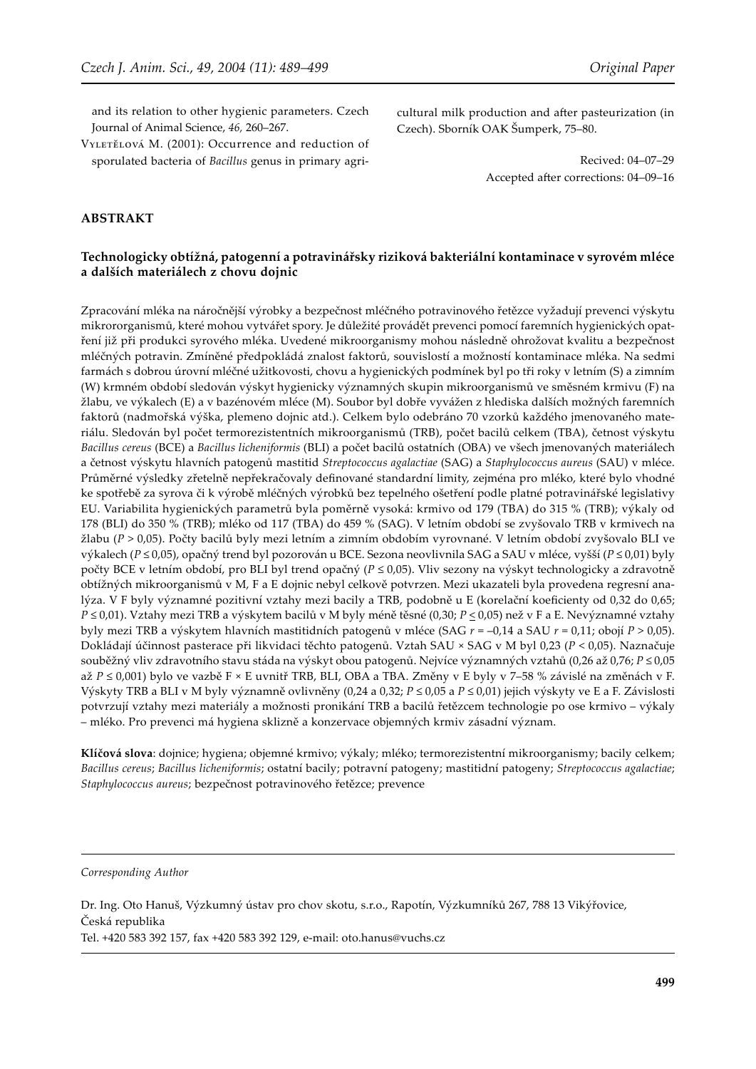and its relation to other hygienic parameters. Czech Journal of Animal Science, *46,* 260–267.

Vyletělová M. (2001): Occurrence and reduction of sporulated bacteria of *Bacillus* genus in primary agricultural milk production and after pasteurization (in Czech). Sborník OAK Šumperk, 75–80.

Recived: 04–07–29
Accepted after corrections: 04–09–16

## ABSTRAKT

### Technologicky obtížná, patogenní a potravinářsky riziková bakteriální kontaminace v syrovém mléce a dalších materiálech z chovu dojnic

Zpracování mléka na náročnější výrobky a bezpečnost mléčného potravinového řetězce vyžadují prevenci výskytu mikrororganismů, které mohou vytvářet spory. Je důležité provádět prevenci pomocí faremních hygienických opatření již při produkci syrového mléka. Uvedené mikroorganismy mohou následně ohrožovat kvalitu a bezpečnost mléčných potravin. Zmíněné předpokládá znalost faktorů, souvislostí a možností kontaminace mléka. Na sedmi farmách s dobrou úrovní mléčné užitkovosti, chovu a hygienických podmínek byl po tři roky v letním (S) a zimním (W) krmném období sledován výskyt hygienicky významných skupin mikroorganismů ve směsném krmivu (F) na žlabu, ve výkalech (E) a v bazénovém mléce (M). Soubor byl dobře vyvážen z hlediska dalších možných faremních faktorů (nadmořská výška, plemeno dojnic atd.). Celkem bylo odebráno 70 vzorků každého jmenovaného materiálu. Sledován byl počet termorezistentních mikroorganismů (TRB), počet bacilů celkem (TBA), četnost výskytu *Bacillus cereus* (BCE) a *Bacillus licheniformis* (BLI) a počet bacilů ostatních (OBA) ve všech jmenovaných materiálech a četnost výskytu hlavních patogenů mastitid *Streptococcus agalactiae* (SAG) a *Staphylococcus aureus* (SAU) v mléce. Průměrné výsledky zřetelně nepřekračovaly definované standardní limity, zejména pro mléko, které bylo vhodné ke spotřebě za syrova či k výrobě mléčných výrobků bez tepelného ošetření podle platné potravinářské legislativy EU. Variabilita hygienických parametrů byla poměrně vysoká: krmivo od 179 (TBA) do 315 % (TRB); výkaly od 178 (BLI) do 350 % (TRB); mléko od 117 (TBA) do 459 % (SAG). V letním období se zvyšovalo TRB v krmivech na žlabu ($P > 0,05$). Počty bacilů byly mezi letním a zimním obdobím vyrovnané. V letním období zvyšovalo BLI ve výkalech ($P \leq 0,05$), opačný trend byl pozorován u BCE. Sezona neovlivnila SAG a SAU v mléce, vyšší ($P \leq 0,01$) byly počty BCE v letním období, pro BLI byl trend opačný ($P \leq 0,05$). Vliv sezony na výskyt technologicky a zdravotně obtížných mikroorganismů v M, F a E dojnic nebyl celkově potvrzen. Mezi ukazateli byla provedena regresní analýza. V F byly významné pozitivní vztahy mezi bacily a TRB, podobně u E (korelační koeficienty od 0,32 do 0,65; $P \leq 0,01$). Vztahy mezi TRB a výskytem bacilů v M byly méně těsné (0,30; $P \leq 0,05$) než v F a E. Nevýznamné vztahy byly mezi TRB a výskytem hlavních mastitidních patogenů v mléce (SAG $r = -0,14$ a SAU $r = 0,11$; obojí $P > 0,05$). Dokládají účinnost pasterace při likvidaci těchto patogenů. Vztah SAU × SAG v M byl 0,23 ($P < 0,05$). Naznačuje souběžný vliv zdravotního stavu stáda na výskyt obou patogenů. Nejvíce významných vztahů (0,26 až 0,76; $P \leq 0,05$ až $P \leq 0,001$) bylo ve vazbě F × E uvnitř TRB, BLI, OBA a TBA. Změny v E byly v 7–58 % závislé na změnách v F. Výskyty TRB a BLI v M byly významně ovlivněny (0,24 a 0,32; $P \leq 0,05$ a $P \leq 0,01$) jejich výskyty ve E a F. Závislosti potvrzují vztahy mezi materiály a možnosti pronikání TRB a bacilů řetězcem technologie po ose krmivo – výkaly – mléko. Pro prevenci má hygiena sklizně a konzervace objemných krmiv zásadní význam.

**Klíčová slova**: dojnice; hygiena; objemné krmivo; výkaly; mléko; termorezistentní mikroorganismy; bacily celkem; *Bacillus cereus*; *Bacillus licheniformis*; ostatní bacily; potravní patogeny; mastitidní patogeny; *Streptococcus agalactiae*; *Staphylococcus aureus*; bezpečnost potravinového řetězce; prevence

*Corresponding Author*

Dr. Ing. Oto Hanuš, Výzkumný ústav pro chov skotu, s.r.o., Rapotín, Výzkumníků 267, 788 13 Vikýřovice, Česká republika
Tel. +420 583 392 157, fax +420 583 392 129, e-mail: oto.hanus@vuchs.cz